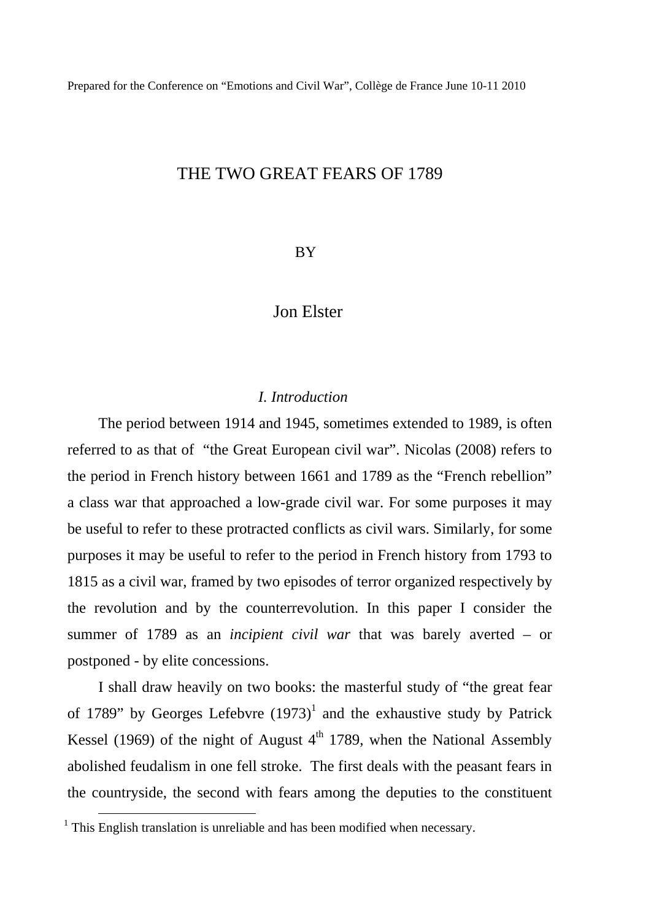Prepared for the Conference on "Emotions and Civil War", Collège de France June 10-11 2010

# THE TWO GREAT FEARS OF 1789

BY

Jon Elster

## *I. Introduction*

The period between 1914 and 1945, sometimes extended to 1989, is often referred to as that of "the Great European civil war". Nicolas (2008) refers to the period in French history between 1661 and 1789 as the "French rebellion" a class war that approached a low-grade civil war. For some purposes it may be useful to refer to these protracted conflicts as civil wars. Similarly, for some purposes it may be useful to refer to the period in French history from 1793 to 1815 as a civil war, framed by two episodes of terror organized respectively by the revolution and by the counterrevolution. In this paper I consider the summer of 1789 as an *incipient civil war* that was barely averted – or postponed - by elite concessions.

I shall draw heavily on two books: the masterful study of "the great fear of 1789" by Georges Lefebvre (1973)[1] and the exhaustive study by Patrick Kessel (1969) of the night of August 4th 1789, when the National Assembly abolished feudalism in one fell stroke. The first deals with the peasant fears in the countryside, the second with fears among the deputies to the constituent

[1] This English translation is unreliable and has been modified when necessary.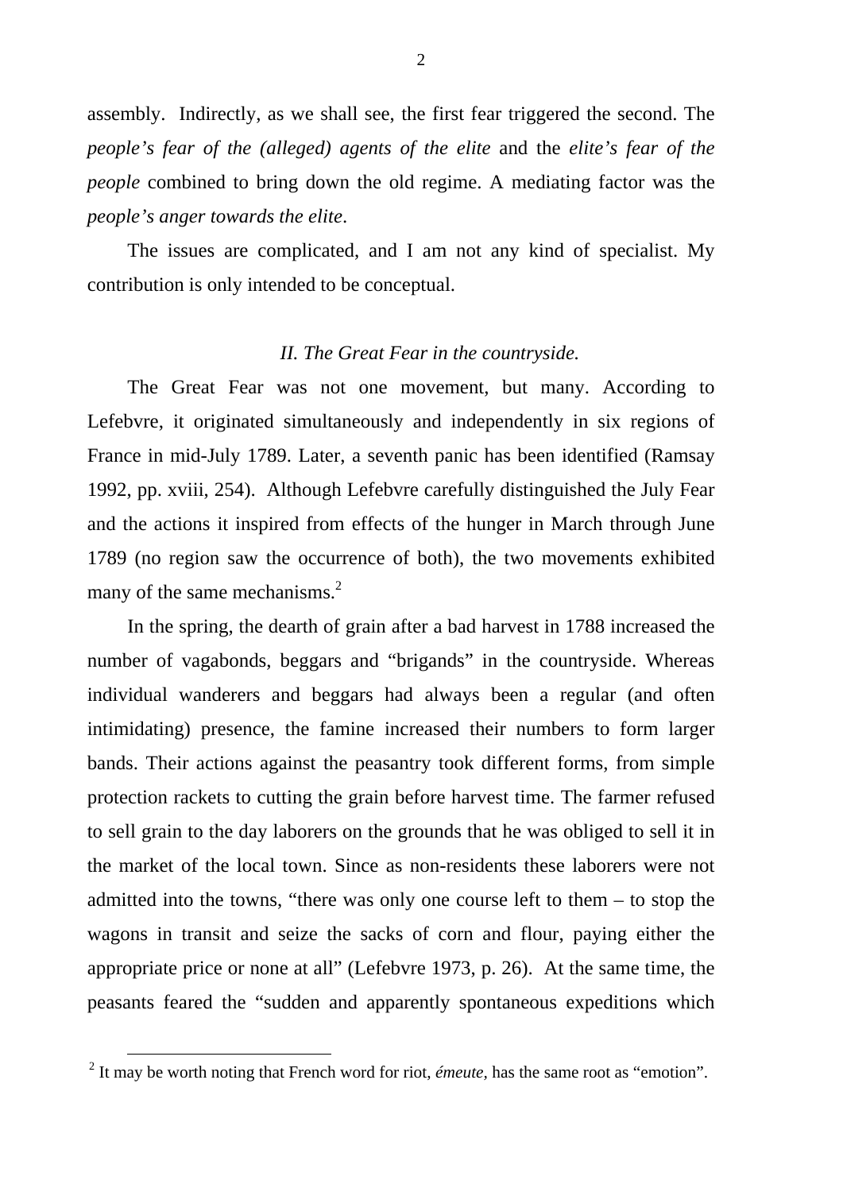assembly. Indirectly, as we shall see, the first fear triggered the second. The *people's fear of the (alleged) agents of the elite* and the *elite's fear of the people* combined to bring down the old regime. A mediating factor was the *people's anger towards the elite*.

The issues are complicated, and I am not any kind of specialist. My contribution is only intended to be conceptual.

## *II. The Great Fear in the countryside.*

The Great Fear was not one movement, but many. According to Lefebvre, it originated simultaneously and independently in six regions of France in mid-July 1789. Later, a seventh panic has been identified (Ramsay 1992, pp. xviii, 254). Although Lefebvre carefully distinguished the July Fear and the actions it inspired from effects of the hunger in March through June 1789 (no region saw the occurrence of both), the two movements exhibited many of the same mechanisms.[2]

In the spring, the dearth of grain after a bad harvest in 1788 increased the number of vagabonds, beggars and "brigands" in the countryside. Whereas individual wanderers and beggars had always been a regular (and often intimidating) presence, the famine increased their numbers to form larger bands. Their actions against the peasantry took different forms, from simple protection rackets to cutting the grain before harvest time. The farmer refused to sell grain to the day laborers on the grounds that he was obliged to sell it in the market of the local town. Since as non-residents these laborers were not admitted into the towns, "there was only one course left to them – to stop the wagons in transit and seize the sacks of corn and flour, paying either the appropriate price or none at all" (Lefebvre 1973, p. 26). At the same time, the peasants feared the "sudden and apparently spontaneous expeditions which

[2] It may be worth noting that French word for riot, *émeute*, has the same root as "emotion".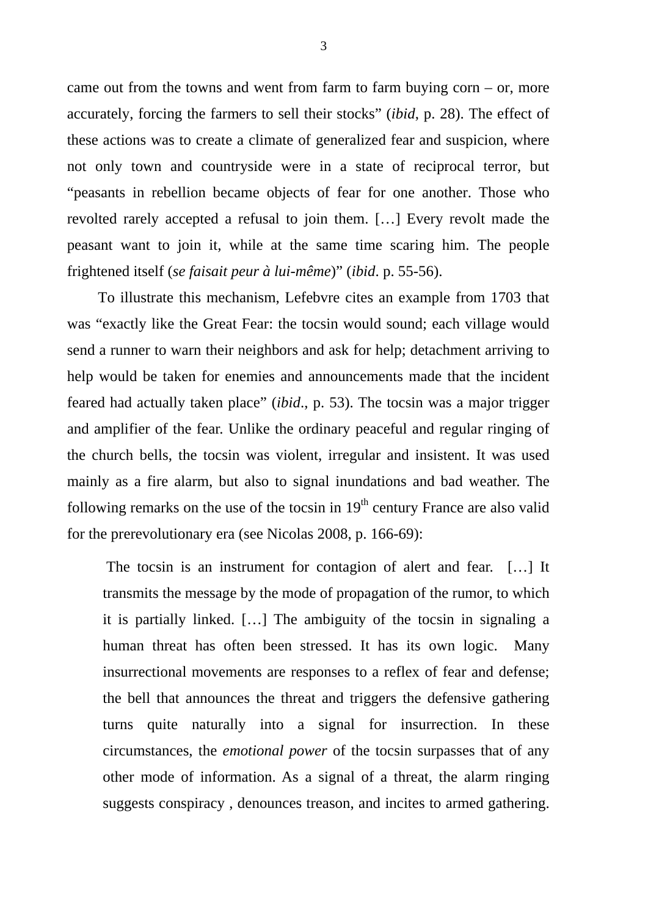came out from the towns and went from farm to farm buying corn – or, more accurately, forcing the farmers to sell their stocks" (*ibid*, p. 28). The effect of these actions was to create a climate of generalized fear and suspicion, where not only town and countryside were in a state of reciprocal terror, but "peasants in rebellion became objects of fear for one another. Those who revolted rarely accepted a refusal to join them. […] Every revolt made the peasant want to join it, while at the same time scaring him. The people frightened itself (*se faisait peur à lui-même*)" (*ibid*. p. 55-56).

To illustrate this mechanism, Lefebvre cites an example from 1703 that was "exactly like the Great Fear: the tocsin would sound; each village would send a runner to warn their neighbors and ask for help; detachment arriving to help would be taken for enemies and announcements made that the incident feared had actually taken place" (*ibid*., p. 53). The tocsin was a major trigger and amplifier of the fear. Unlike the ordinary peaceful and regular ringing of the church bells, the tocsin was violent, irregular and insistent. It was used mainly as a fire alarm, but also to signal inundations and bad weather. The following remarks on the use of the tocsin in 19th century France are also valid for the prerevolutionary era (see Nicolas 2008, p. 166-69):

> The tocsin is an instrument for contagion of alert and fear. […] It transmits the message by the mode of propagation of the rumor, to which it is partially linked. […] The ambiguity of the tocsin in signaling a human threat has often been stressed. It has its own logic. Many insurrectional movements are responses to a reflex of fear and defense; the bell that announces the threat and triggers the defensive gathering turns quite naturally into a signal for insurrection. In these circumstances, the *emotional power* of the tocsin surpasses that of any other mode of information. As a signal of a threat, the alarm ringing suggests conspiracy , denounces treason, and incites to armed gathering.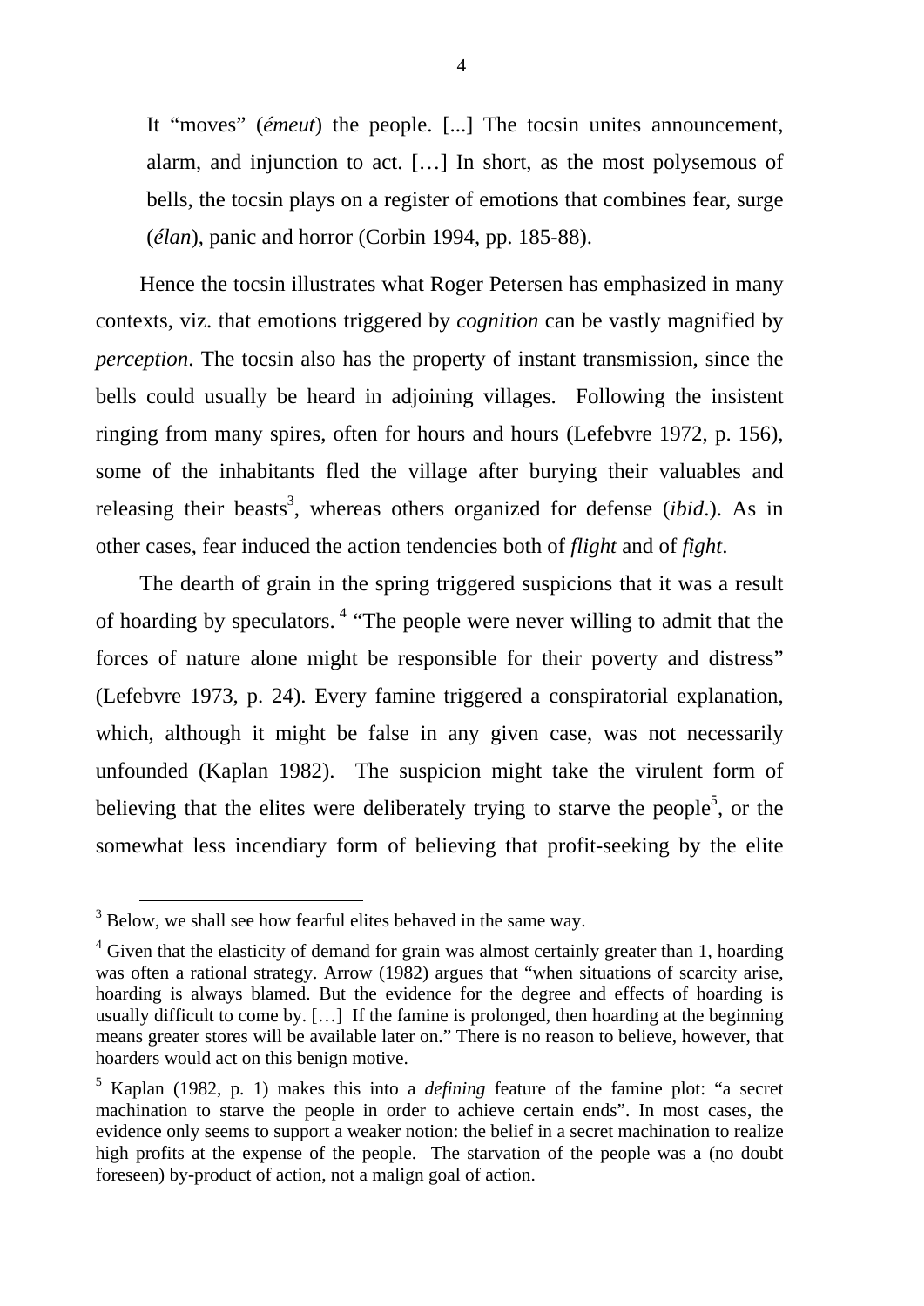> It "moves" (*émeut*) the people. [...] The tocsin unites announcement, alarm, and injunction to act. […] In short, as the most polysemous of bells, the tocsin plays on a register of emotions that combines fear, surge (*élan*), panic and horror (Corbin 1994, pp. 185-88).

Hence the tocsin illustrates what Roger Petersen has emphasized in many contexts, viz. that emotions triggered by *cognition* can be vastly magnified by *perception*. The tocsin also has the property of instant transmission, since the bells could usually be heard in adjoining villages. Following the insistent ringing from many spires, often for hours and hours (Lefebvre 1972, p. 156), some of the inhabitants fled the village after burying their valuables and releasing their beasts[3], whereas others organized for defense (*ibid*.). As in other cases, fear induced the action tendencies both of *flight* and of *fight*.

The dearth of grain in the spring triggered suspicions that it was a result of hoarding by speculators.[4] "The people were never willing to admit that the forces of nature alone might be responsible for their poverty and distress" (Lefebvre 1973, p. 24). Every famine triggered a conspiratorial explanation, which, although it might be false in any given case, was not necessarily unfounded (Kaplan 1982). The suspicion might take the virulent form of believing that the elites were deliberately trying to starve the people[5], or the somewhat less incendiary form of believing that profit-seeking by the elite

---

[3] Below, we shall see how fearful elites behaved in the same way.

[4] Given that the elasticity of demand for grain was almost certainly greater than 1, hoarding was often a rational strategy. Arrow (1982) argues that "when situations of scarcity arise, hoarding is always blamed. But the evidence for the degree and effects of hoarding is usually difficult to come by. […] If the famine is prolonged, then hoarding at the beginning means greater stores will be available later on." There is no reason to believe, however, that hoarders would act on this benign motive.

[5] Kaplan (1982, p. 1) makes this into a *defining* feature of the famine plot: "a secret machination to starve the people in order to achieve certain ends". In most cases, the evidence only seems to support a weaker notion: the belief in a secret machination to realize high profits at the expense of the people. The starvation of the people was a (no doubt foreseen) by-product of action, not a malign goal of action.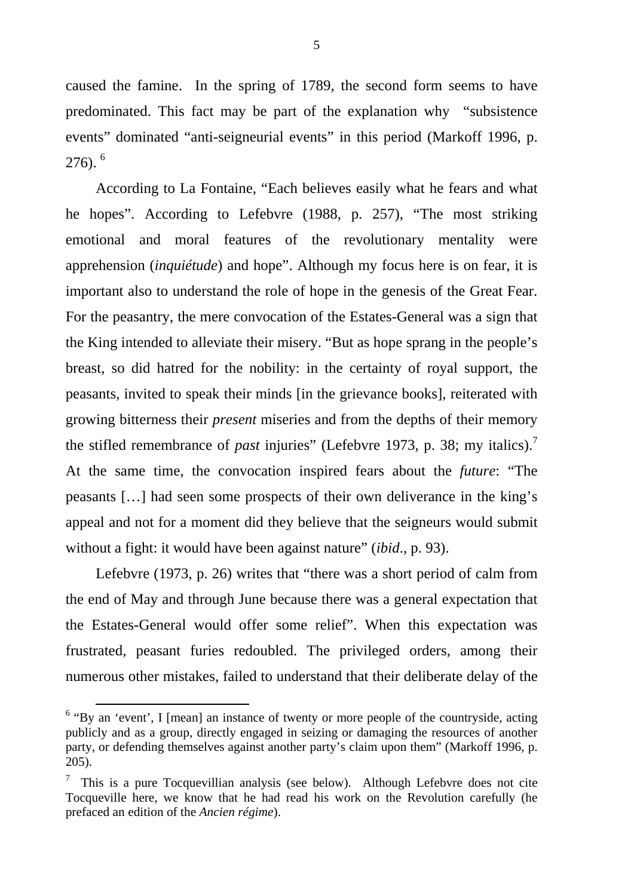caused the famine. In the spring of 1789, the second form seems to have predominated. This fact may be part of the explanation why "subsistence events" dominated "anti-seigneurial events" in this period (Markoff 1996, p. 276). [6]

According to La Fontaine, "Each believes easily what he fears and what he hopes". According to Lefebvre (1988, p. 257), "The most striking emotional and moral features of the revolutionary mentality were apprehension (*inquiétude*) and hope". Although my focus here is on fear, it is important also to understand the role of hope in the genesis of the Great Fear. For the peasantry, the mere convocation of the Estates-General was a sign that the King intended to alleviate their misery. "But as hope sprang in the people's breast, so did hatred for the nobility: in the certainty of royal support, the peasants, invited to speak their minds [in the grievance books], reiterated with growing bitterness their *present* miseries and from the depths of their memory the stifled remembrance of *past* injuries" (Lefebvre 1973, p. 38; my italics).[7] At the same time, the convocation inspired fears about the *future*: "The peasants […] had seen some prospects of their own deliverance in the king's appeal and not for a moment did they believe that the seigneurs would submit without a fight: it would have been against nature" (*ibid*., p. 93).

Lefebvre (1973, p. 26) writes that "there was a short period of calm from the end of May and through June because there was a general expectation that the Estates-General would offer some relief". When this expectation was frustrated, peasant furies redoubled. The privileged orders, among their numerous other mistakes, failed to understand that their deliberate delay of the

---

[6] "By an 'event', I [mean] an instance of twenty or more people of the countryside, acting publicly and as a group, directly engaged in seizing or damaging the resources of another party, or defending themselves against another party's claim upon them" (Markoff 1996, p. 205).

[7] This is a pure Tocquevillian analysis (see below). Although Lefebvre does not cite Tocqueville here, we know that he had read his work on the Revolution carefully (he prefaced an edition of the *Ancien régime*).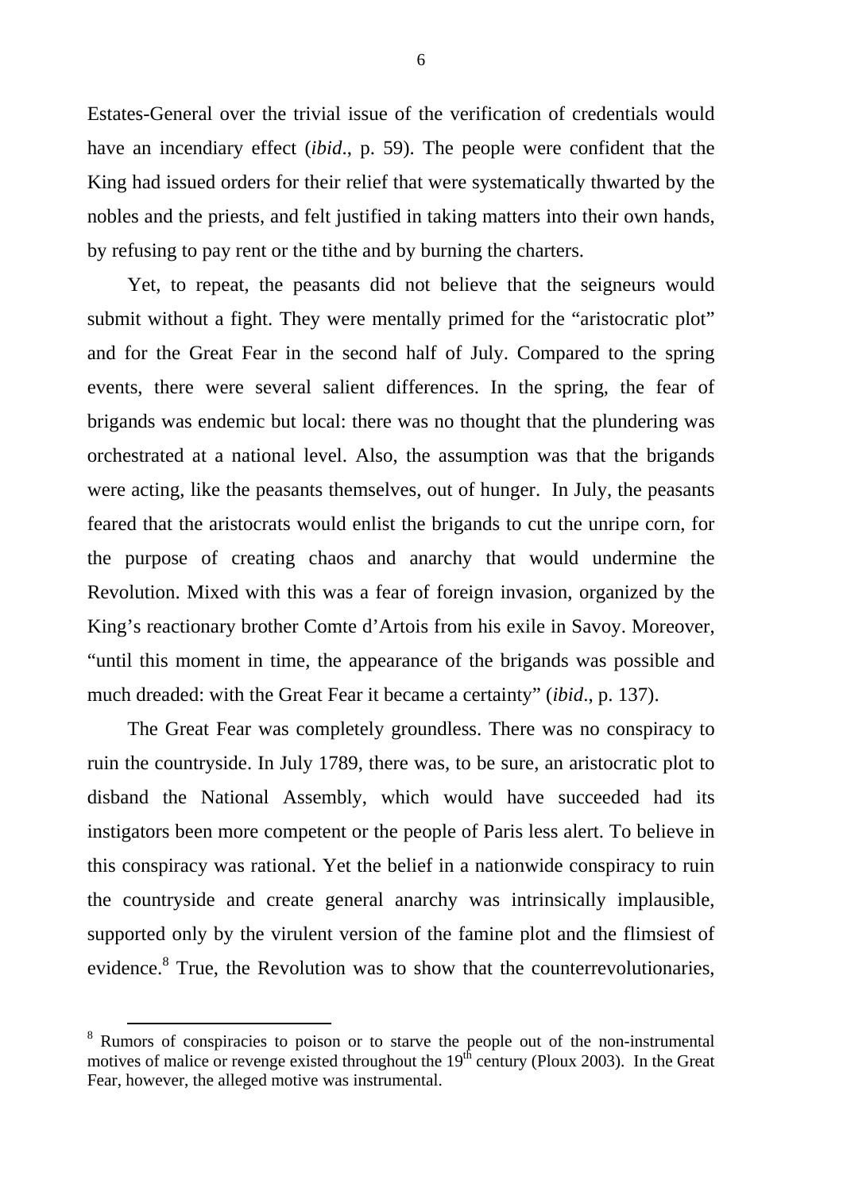Estates-General over the trivial issue of the verification of credentials would have an incendiary effect (*ibid*., p. 59). The people were confident that the King had issued orders for their relief that were systematically thwarted by the nobles and the priests, and felt justified in taking matters into their own hands, by refusing to pay rent or the tithe and by burning the charters.

Yet, to repeat, the peasants did not believe that the seigneurs would submit without a fight. They were mentally primed for the "aristocratic plot" and for the Great Fear in the second half of July. Compared to the spring events, there were several salient differences. In the spring, the fear of brigands was endemic but local: there was no thought that the plundering was orchestrated at a national level. Also, the assumption was that the brigands were acting, like the peasants themselves, out of hunger. In July, the peasants feared that the aristocrats would enlist the brigands to cut the unripe corn, for the purpose of creating chaos and anarchy that would undermine the Revolution. Mixed with this was a fear of foreign invasion, organized by the King's reactionary brother Comte d'Artois from his exile in Savoy. Moreover, "until this moment in time, the appearance of the brigands was possible and much dreaded: with the Great Fear it became a certainty" (*ibid*., p. 137).

The Great Fear was completely groundless. There was no conspiracy to ruin the countryside. In July 1789, there was, to be sure, an aristocratic plot to disband the National Assembly, which would have succeeded had its instigators been more competent or the people of Paris less alert. To believe in this conspiracy was rational. Yet the belief in a nationwide conspiracy to ruin the countryside and create general anarchy was intrinsically implausible, supported only by the virulent version of the famine plot and the flimsiest of evidence.[8] True, the Revolution was to show that the counterrevolutionaries,

[8] Rumors of conspiracies to poison or to starve the people out of the non-instrumental motives of malice or revenge existed throughout the 19th century (Ploux 2003). In the Great Fear, however, the alleged motive was instrumental.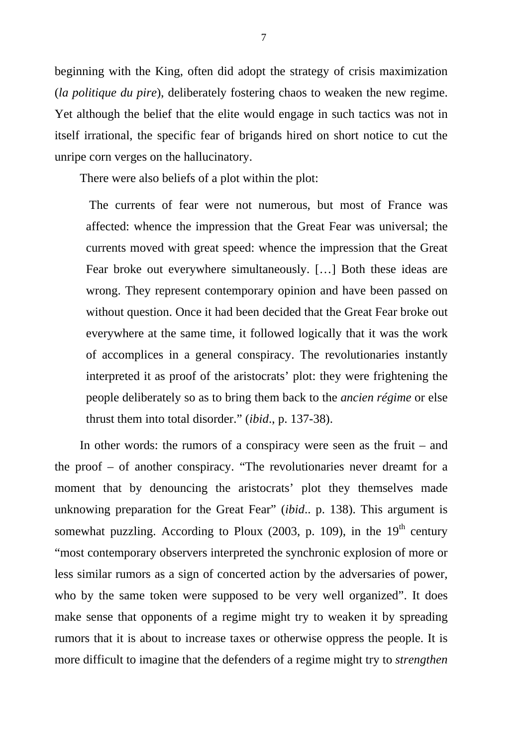beginning with the King, often did adopt the strategy of crisis maximization (*la politique du pire*), deliberately fostering chaos to weaken the new regime. Yet although the belief that the elite would engage in such tactics was not in itself irrational, the specific fear of brigands hired on short notice to cut the unripe corn verges on the hallucinatory.

There were also beliefs of a plot within the plot:

> The currents of fear were not numerous, but most of France was affected: whence the impression that the Great Fear was universal; the currents moved with great speed: whence the impression that the Great Fear broke out everywhere simultaneously. […] Both these ideas are wrong. They represent contemporary opinion and have been passed on without question. Once it had been decided that the Great Fear broke out everywhere at the same time, it followed logically that it was the work of accomplices in a general conspiracy. The revolutionaries instantly interpreted it as proof of the aristocrats' plot: they were frightening the people deliberately so as to bring them back to the *ancien régime* or else thrust them into total disorder." (*ibid*., p. 137-38).

In other words: the rumors of a conspiracy were seen as the fruit – and the proof – of another conspiracy. "The revolutionaries never dreamt for a moment that by denouncing the aristocrats' plot they themselves made unknowing preparation for the Great Fear" (*ibid*.. p. 138). This argument is somewhat puzzling. According to Ploux (2003, p. 109), in the 19th century "most contemporary observers interpreted the synchronic explosion of more or less similar rumors as a sign of concerted action by the adversaries of power, who by the same token were supposed to be very well organized". It does make sense that opponents of a regime might try to weaken it by spreading rumors that it is about to increase taxes or otherwise oppress the people. It is more difficult to imagine that the defenders of a regime might try to *strengthen*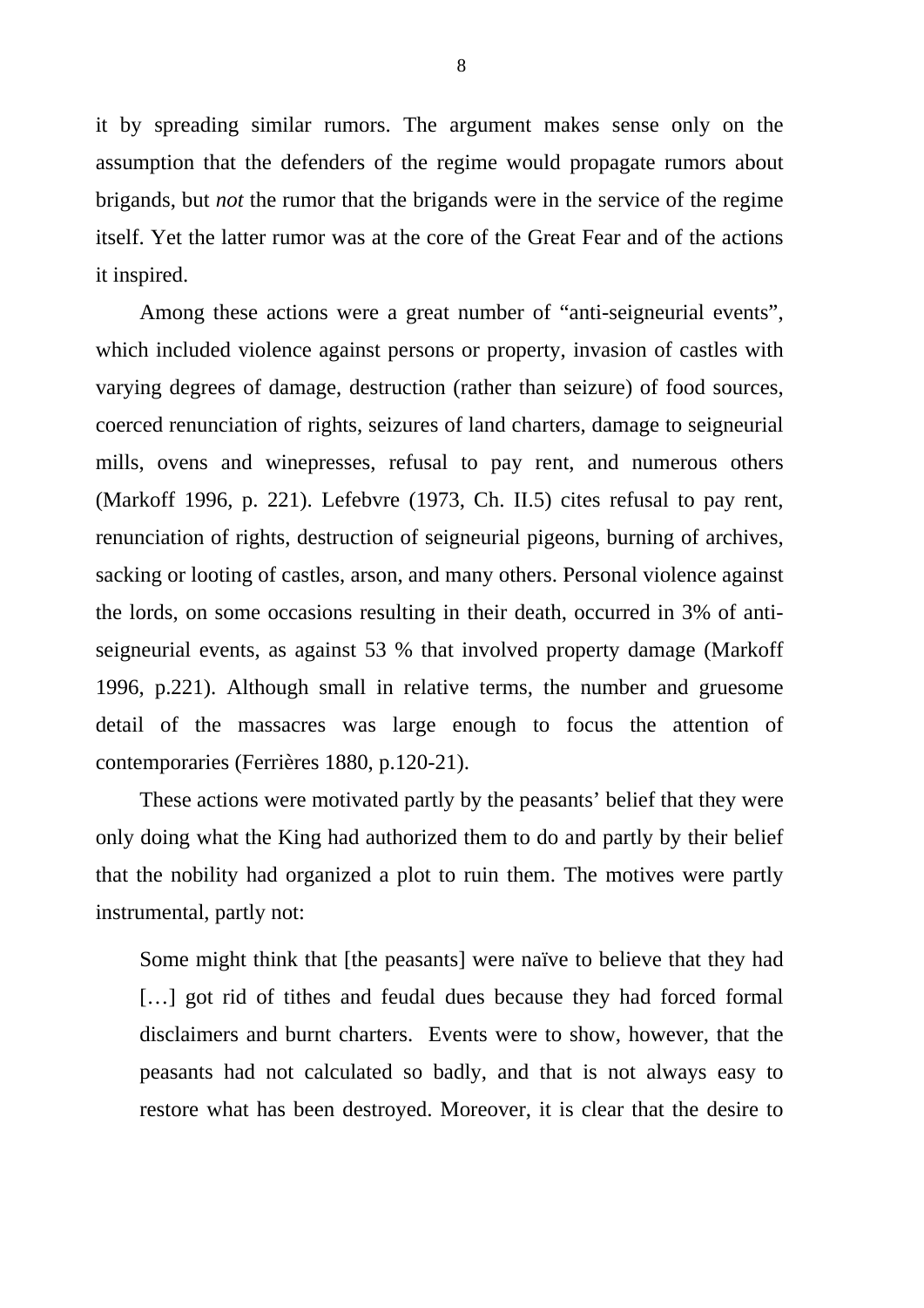it by spreading similar rumors. The argument makes sense only on the assumption that the defenders of the regime would propagate rumors about brigands, but *not* the rumor that the brigands were in the service of the regime itself. Yet the latter rumor was at the core of the Great Fear and of the actions it inspired.

Among these actions were a great number of "anti-seigneurial events", which included violence against persons or property, invasion of castles with varying degrees of damage, destruction (rather than seizure) of food sources, coerced renunciation of rights, seizures of land charters, damage to seigneurial mills, ovens and winepresses, refusal to pay rent, and numerous others (Markoff 1996, p. 221). Lefebvre (1973, Ch. II.5) cites refusal to pay rent, renunciation of rights, destruction of seigneurial pigeons, burning of archives, sacking or looting of castles, arson, and many others. Personal violence against the lords, on some occasions resulting in their death, occurred in 3% of anti-seigneurial events, as against 53 % that involved property damage (Markoff 1996, p.221). Although small in relative terms, the number and gruesome detail of the massacres was large enough to focus the attention of contemporaries (Ferrières 1880, p.120-21).

These actions were motivated partly by the peasants' belief that they were only doing what the King had authorized them to do and partly by their belief that the nobility had organized a plot to ruin them. The motives were partly instrumental, partly not:

> Some might think that [the peasants] were naïve to believe that they had […] got rid of tithes and feudal dues because they had forced formal disclaimers and burnt charters. Events were to show, however, that the peasants had not calculated so badly, and that is not always easy to restore what has been destroyed. Moreover, it is clear that the desire to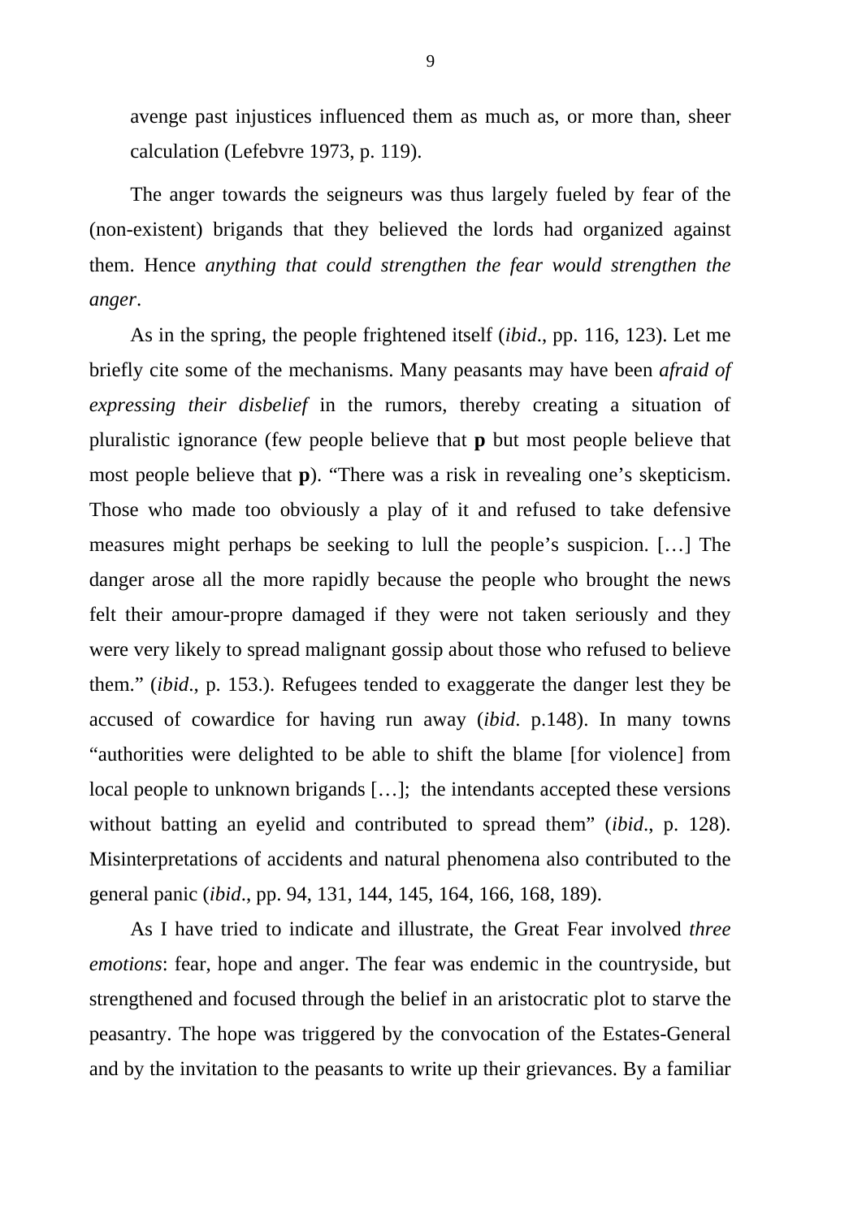avenge past injustices influenced them as much as, or more than, sheer calculation (Lefebvre 1973, p. 119).

The anger towards the seigneurs was thus largely fueled by fear of the (non-existent) brigands that they believed the lords had organized against them. Hence *anything that could strengthen the fear would strengthen the anger*.

As in the spring, the people frightened itself (*ibid*., pp. 116, 123). Let me briefly cite some of the mechanisms. Many peasants may have been *afraid of expressing their disbelief* in the rumors, thereby creating a situation of pluralistic ignorance (few people believe that **p** but most people believe that most people believe that **p**). "There was a risk in revealing one's skepticism. Those who made too obviously a play of it and refused to take defensive measures might perhaps be seeking to lull the people's suspicion. […] The danger arose all the more rapidly because the people who brought the news felt their amour-propre damaged if they were not taken seriously and they were very likely to spread malignant gossip about those who refused to believe them." (*ibid*., p. 153.). Refugees tended to exaggerate the danger lest they be accused of cowardice for having run away (*ibid*. p.148). In many towns "authorities were delighted to be able to shift the blame [for violence] from local people to unknown brigands […]; the intendants accepted these versions without batting an eyelid and contributed to spread them" (*ibid*., p. 128). Misinterpretations of accidents and natural phenomena also contributed to the general panic (*ibid*., pp. 94, 131, 144, 145, 164, 166, 168, 189).

As I have tried to indicate and illustrate, the Great Fear involved *three emotions*: fear, hope and anger. The fear was endemic in the countryside, but strengthened and focused through the belief in an aristocratic plot to starve the peasantry. The hope was triggered by the convocation of the Estates-General and by the invitation to the peasants to write up their grievances. By a familiar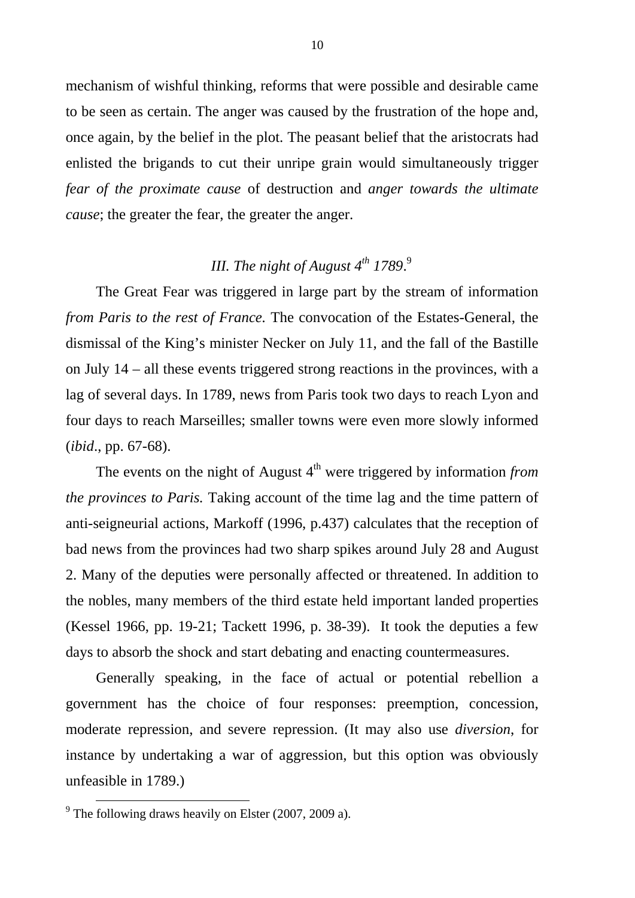mechanism of wishful thinking, reforms that were possible and desirable came to be seen as certain. The anger was caused by the frustration of the hope and, once again, by the belief in the plot. The peasant belief that the aristocrats had enlisted the brigands to cut their unripe grain would simultaneously trigger *fear of the proximate cause* of destruction and *anger towards the ultimate cause*; the greater the fear, the greater the anger.

## *III. The night of August 4th 1789*.[9]

The Great Fear was triggered in large part by the stream of information *from Paris to the rest of France.* The convocation of the Estates-General, the dismissal of the King's minister Necker on July 11, and the fall of the Bastille on July 14 – all these events triggered strong reactions in the provinces, with a lag of several days. In 1789, news from Paris took two days to reach Lyon and four days to reach Marseilles; smaller towns were even more slowly informed (*ibid*., pp. 67-68).

The events on the night of August 4th were triggered by information *from the provinces to Paris.* Taking account of the time lag and the time pattern of anti-seigneurial actions, Markoff (1996, p.437) calculates that the reception of bad news from the provinces had two sharp spikes around July 28 and August 2. Many of the deputies were personally affected or threatened. In addition to the nobles, many members of the third estate held important landed properties (Kessel 1966, pp. 19-21; Tackett 1996, p. 38-39). It took the deputies a few days to absorb the shock and start debating and enacting countermeasures.

Generally speaking, in the face of actual or potential rebellion a government has the choice of four responses: preemption, concession, moderate repression, and severe repression. (It may also use *diversion*, for instance by undertaking a war of aggression, but this option was obviously unfeasible in 1789.)

[9] The following draws heavily on Elster (2007, 2009 a).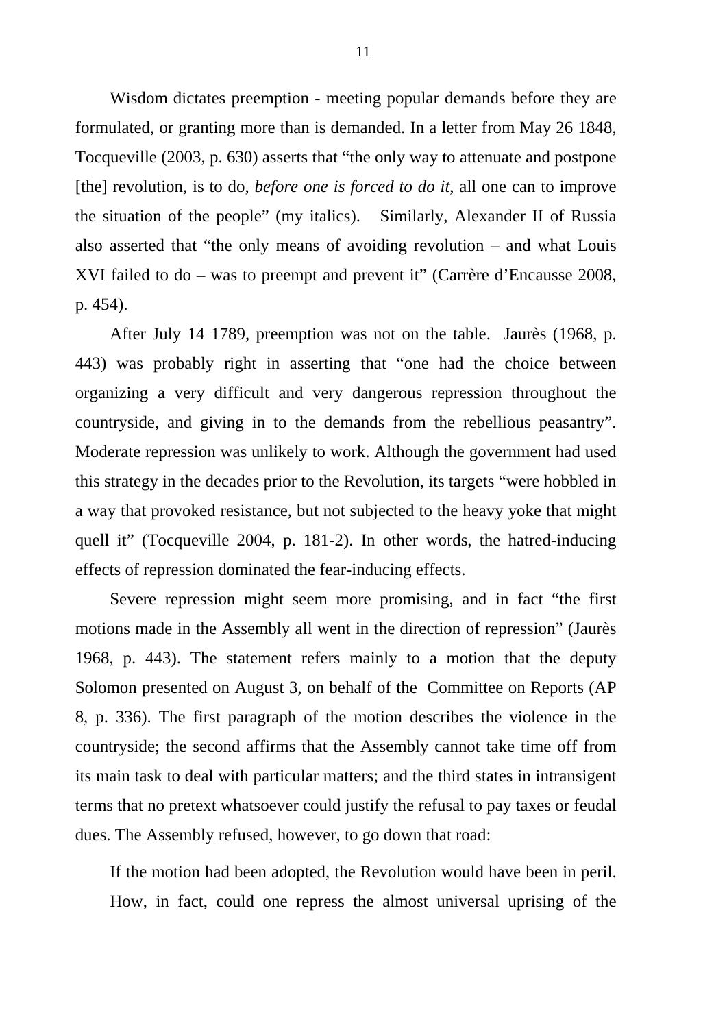Wisdom dictates preemption - meeting popular demands before they are formulated, or granting more than is demanded. In a letter from May 26 1848, Tocqueville (2003, p. 630) asserts that "the only way to attenuate and postpone [the] revolution, is to do, *before one is forced to do it*, all one can to improve the situation of the people" (my italics). Similarly, Alexander II of Russia also asserted that "the only means of avoiding revolution – and what Louis XVI failed to do – was to preempt and prevent it" (Carrère d'Encausse 2008, p. 454).

After July 14 1789, preemption was not on the table. Jaurès (1968, p. 443) was probably right in asserting that "one had the choice between organizing a very difficult and very dangerous repression throughout the countryside, and giving in to the demands from the rebellious peasantry". Moderate repression was unlikely to work. Although the government had used this strategy in the decades prior to the Revolution, its targets "were hobbled in a way that provoked resistance, but not subjected to the heavy yoke that might quell it" (Tocqueville 2004, p. 181-2). In other words, the hatred-inducing effects of repression dominated the fear-inducing effects.

Severe repression might seem more promising, and in fact "the first motions made in the Assembly all went in the direction of repression" (Jaurès 1968, p. 443). The statement refers mainly to a motion that the deputy Solomon presented on August 3, on behalf of the Committee on Reports (AP 8, p. 336). The first paragraph of the motion describes the violence in the countryside; the second affirms that the Assembly cannot take time off from its main task to deal with particular matters; and the third states in intransigent terms that no pretext whatsoever could justify the refusal to pay taxes or feudal dues. The Assembly refused, however, to go down that road:

> If the motion had been adopted, the Revolution would have been in peril. How, in fact, could one repress the almost universal uprising of the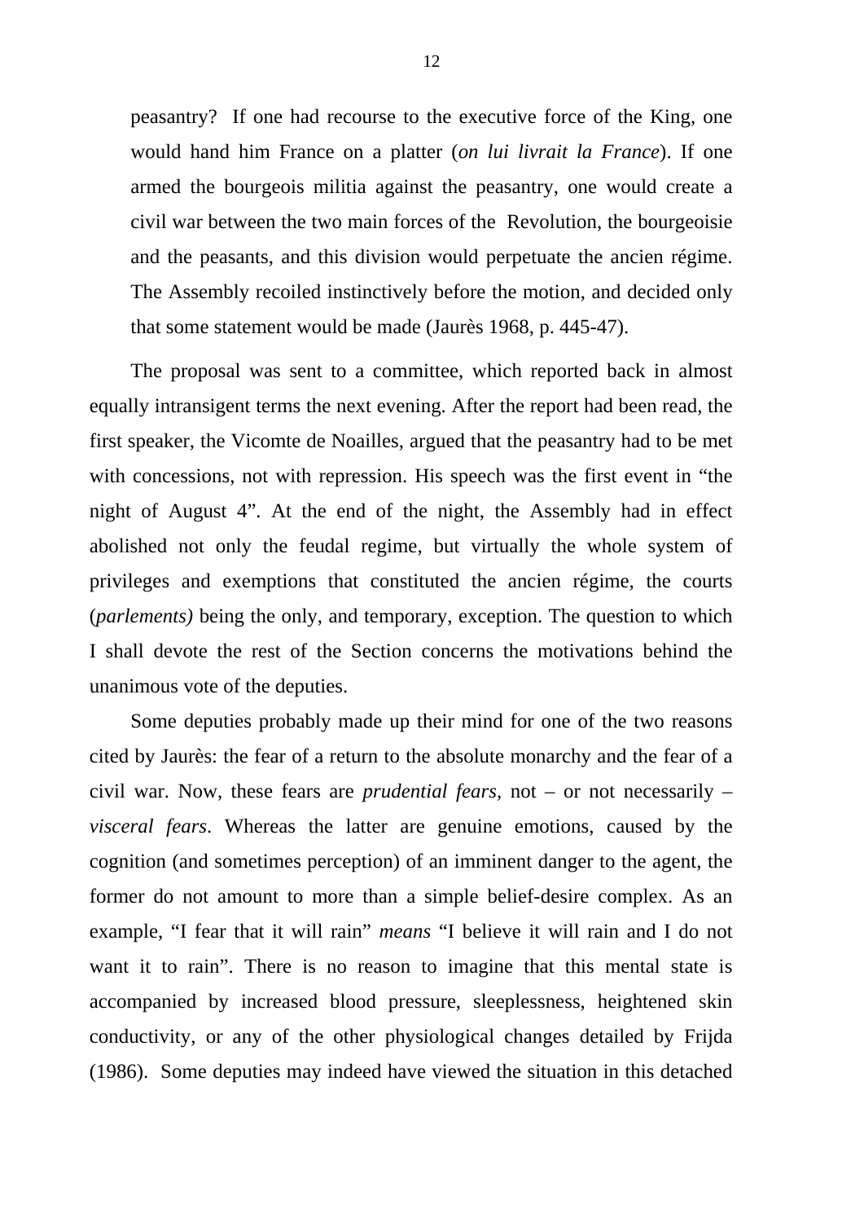> peasantry? If one had recourse to the executive force of the King, one would hand him France on a platter (*on lui livrait la France*). If one armed the bourgeois militia against the peasantry, one would create a civil war between the two main forces of the Revolution, the bourgeoisie and the peasants, and this division would perpetuate the ancien régime. The Assembly recoiled instinctively before the motion, and decided only that some statement would be made (Jaurès 1968, p. 445-47).

The proposal was sent to a committee, which reported back in almost equally intransigent terms the next evening. After the report had been read, the first speaker, the Vicomte de Noailles, argued that the peasantry had to be met with concessions, not with repression. His speech was the first event in "the night of August 4". At the end of the night, the Assembly had in effect abolished not only the feudal regime, but virtually the whole system of privileges and exemptions that constituted the ancien régime, the courts (*parlements)* being the only, and temporary, exception. The question to which I shall devote the rest of the Section concerns the motivations behind the unanimous vote of the deputies.

Some deputies probably made up their mind for one of the two reasons cited by Jaurès: the fear of a return to the absolute monarchy and the fear of a civil war. Now, these fears are *prudential fears*, not – or not necessarily – *visceral fears*. Whereas the latter are genuine emotions, caused by the cognition (and sometimes perception) of an imminent danger to the agent, the former do not amount to more than a simple belief-desire complex. As an example, "I fear that it will rain" *means* "I believe it will rain and I do not want it to rain". There is no reason to imagine that this mental state is accompanied by increased blood pressure, sleeplessness, heightened skin conductivity, or any of the other physiological changes detailed by Frijda (1986). Some deputies may indeed have viewed the situation in this detached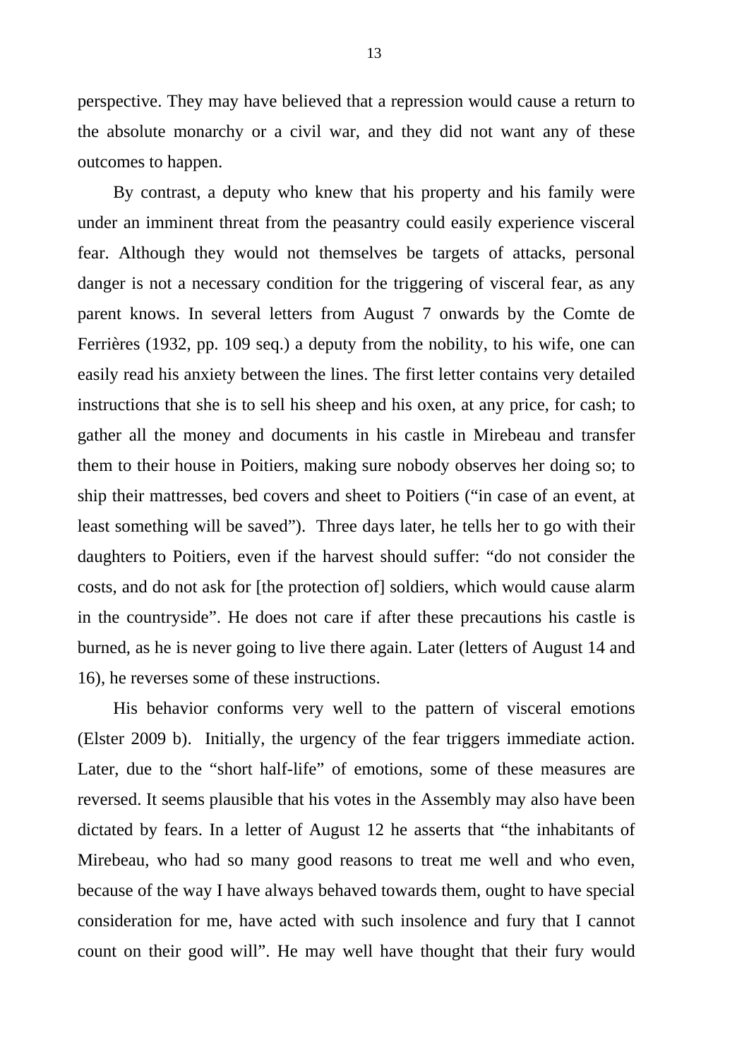perspective. They may have believed that a repression would cause a return to the absolute monarchy or a civil war, and they did not want any of these outcomes to happen.

By contrast, a deputy who knew that his property and his family were under an imminent threat from the peasantry could easily experience visceral fear. Although they would not themselves be targets of attacks, personal danger is not a necessary condition for the triggering of visceral fear, as any parent knows. In several letters from August 7 onwards by the Comte de Ferrières (1932, pp. 109 seq.) a deputy from the nobility, to his wife, one can easily read his anxiety between the lines. The first letter contains very detailed instructions that she is to sell his sheep and his oxen, at any price, for cash; to gather all the money and documents in his castle in Mirebeau and transfer them to their house in Poitiers, making sure nobody observes her doing so; to ship their mattresses, bed covers and sheet to Poitiers ("in case of an event, at least something will be saved"). Three days later, he tells her to go with their daughters to Poitiers, even if the harvest should suffer: "do not consider the costs, and do not ask for [the protection of] soldiers, which would cause alarm in the countryside". He does not care if after these precautions his castle is burned, as he is never going to live there again. Later (letters of August 14 and 16), he reverses some of these instructions.

His behavior conforms very well to the pattern of visceral emotions (Elster 2009 b). Initially, the urgency of the fear triggers immediate action. Later, due to the "short half-life" of emotions, some of these measures are reversed. It seems plausible that his votes in the Assembly may also have been dictated by fears. In a letter of August 12 he asserts that "the inhabitants of Mirebeau, who had so many good reasons to treat me well and who even, because of the way I have always behaved towards them, ought to have special consideration for me, have acted with such insolence and fury that I cannot count on their good will". He may well have thought that their fury would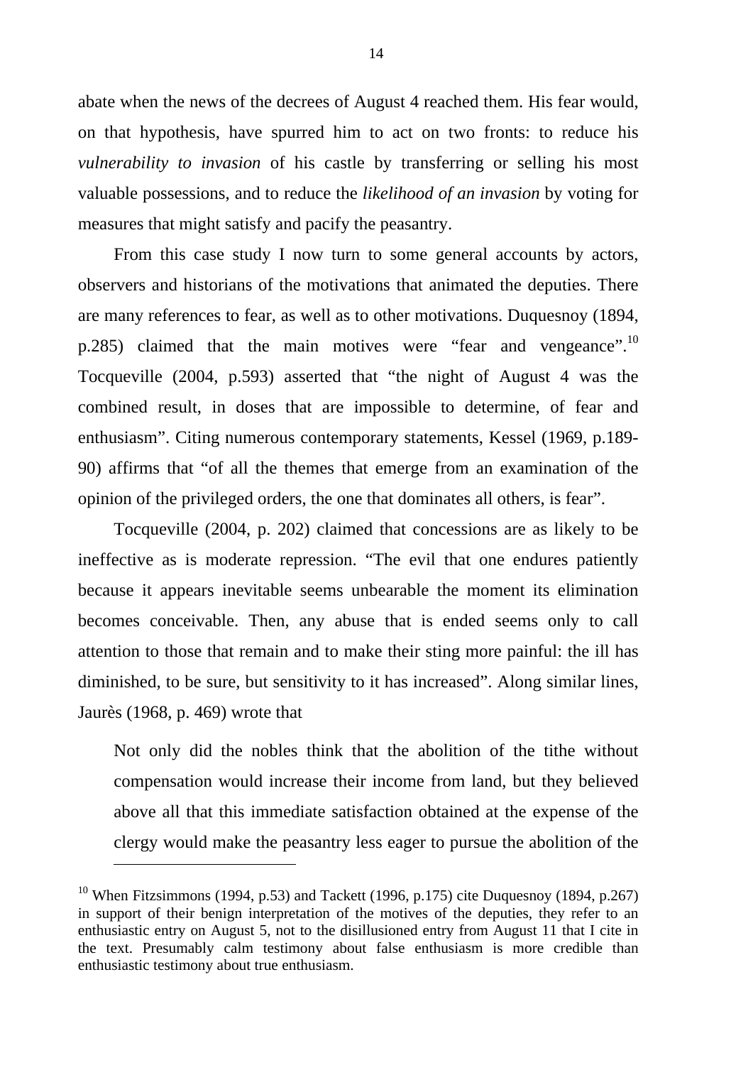abate when the news of the decrees of August 4 reached them. His fear would, on that hypothesis, have spurred him to act on two fronts: to reduce his *vulnerability to invasion* of his castle by transferring or selling his most valuable possessions, and to reduce the *likelihood of an invasion* by voting for measures that might satisfy and pacify the peasantry.

From this case study I now turn to some general accounts by actors, observers and historians of the motivations that animated the deputies. There are many references to fear, as well as to other motivations. Duquesnoy (1894, p.285) claimed that the main motives were "fear and vengeance".[10] Tocqueville (2004, p.593) asserted that "the night of August 4 was the combined result, in doses that are impossible to determine, of fear and enthusiasm". Citing numerous contemporary statements, Kessel (1969, p.189-90) affirms that "of all the themes that emerge from an examination of the opinion of the privileged orders, the one that dominates all others, is fear".

Tocqueville (2004, p. 202) claimed that concessions are as likely to be ineffective as is moderate repression. "The evil that one endures patiently because it appears inevitable seems unbearable the moment its elimination becomes conceivable. Then, any abuse that is ended seems only to call attention to those that remain and to make their sting more painful: the ill has diminished, to be sure, but sensitivity to it has increased". Along similar lines, Jaurès (1968, p. 469) wrote that

> Not only did the nobles think that the abolition of the tithe without compensation would increase their income from land, but they believed above all that this immediate satisfaction obtained at the expense of the clergy would make the peasantry less eager to pursue the abolition of the

---

[10] When Fitzsimmons (1994, p.53) and Tackett (1996, p.175) cite Duquesnoy (1894, p.267) in support of their benign interpretation of the motives of the deputies, they refer to an enthusiastic entry on August 5, not to the disillusioned entry from August 11 that I cite in the text. Presumably calm testimony about false enthusiasm is more credible than enthusiastic testimony about true enthusiasm.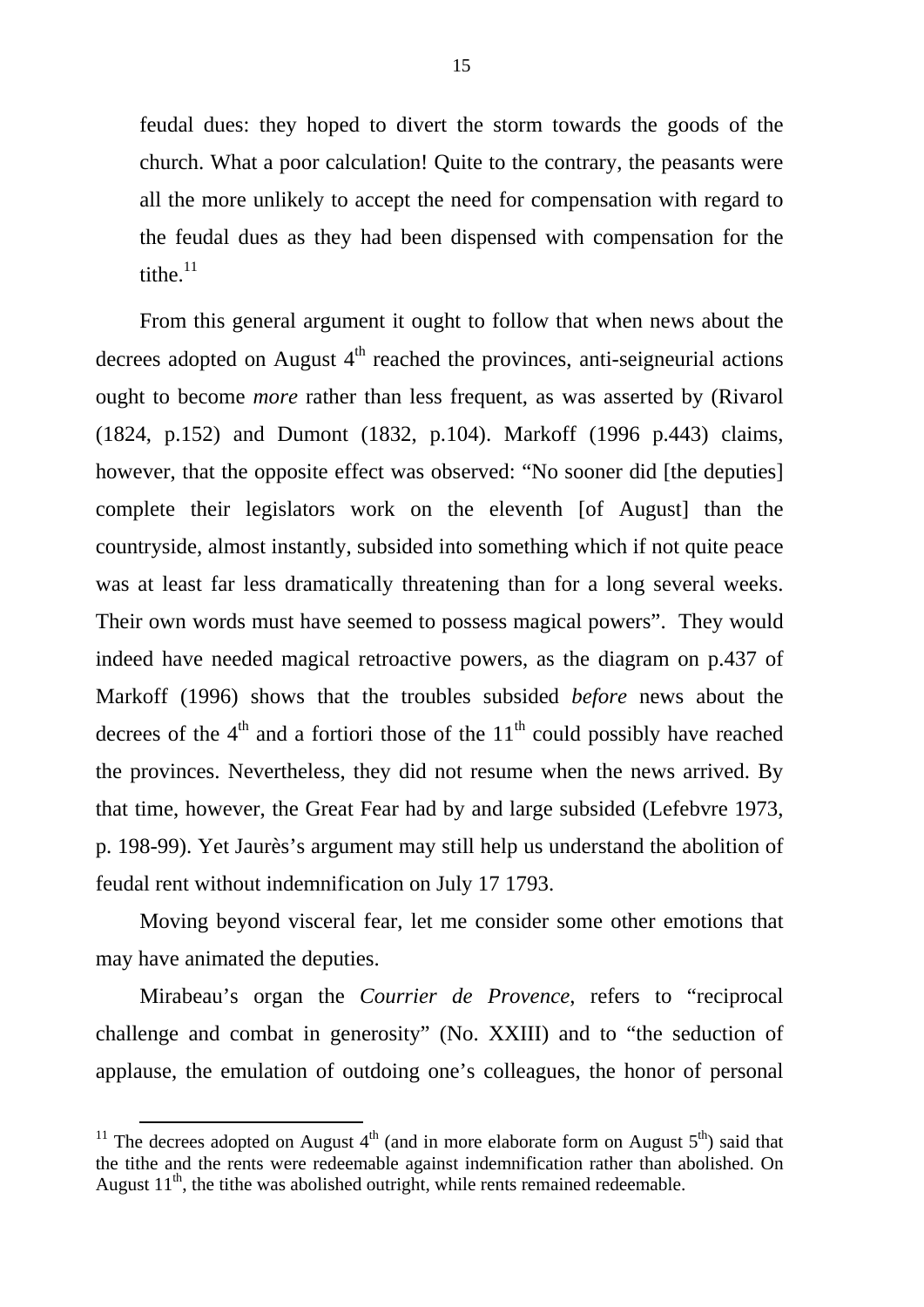feudal dues: they hoped to divert the storm towards the goods of the church. What a poor calculation! Quite to the contrary, the peasants were all the more unlikely to accept the need for compensation with regard to the feudal dues as they had been dispensed with compensation for the tithe.[11]

From this general argument it ought to follow that when news about the decrees adopted on August 4th reached the provinces, anti-seigneurial actions ought to become *more* rather than less frequent, as was asserted by (Rivarol (1824, p.152) and Dumont (1832, p.104). Markoff (1996 p.443) claims, however, that the opposite effect was observed: "No sooner did [the deputies] complete their legislators work on the eleventh [of August] than the countryside, almost instantly, subsided into something which if not quite peace was at least far less dramatically threatening than for a long several weeks. Their own words must have seemed to possess magical powers". They would indeed have needed magical retroactive powers, as the diagram on p.437 of Markoff (1996) shows that the troubles subsided *before* news about the decrees of the 4th and a fortiori those of the 11th could possibly have reached the provinces. Nevertheless, they did not resume when the news arrived. By that time, however, the Great Fear had by and large subsided (Lefebvre 1973, p. 198-99). Yet Jaurès's argument may still help us understand the abolition of feudal rent without indemnification on July 17 1793.

Moving beyond visceral fear, let me consider some other emotions that may have animated the deputies.

Mirabeau's organ the *Courrier de Provence*, refers to "reciprocal challenge and combat in generosity" (No. XXIII) and to "the seduction of applause, the emulation of outdoing one's colleagues, the honor of personal

---

[11] The decrees adopted on August 4th (and in more elaborate form on August 5th) said that the tithe and the rents were redeemable against indemnification rather than abolished. On August 11th, the tithe was abolished outright, while rents remained redeemable.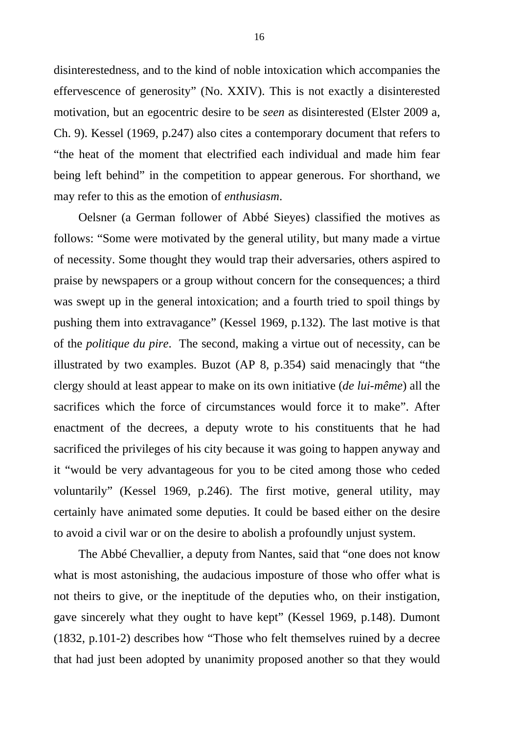disinterestedness, and to the kind of noble intoxication which accompanies the effervescence of generosity" (No. XXIV). This is not exactly a disinterested motivation, but an egocentric desire to be *seen* as disinterested (Elster 2009 a, Ch. 9). Kessel (1969, p.247) also cites a contemporary document that refers to "the heat of the moment that electrified each individual and made him fear being left behind" in the competition to appear generous. For shorthand, we may refer to this as the emotion of *enthusiasm*.

Oelsner (a German follower of Abbé Sieyes) classified the motives as follows: "Some were motivated by the general utility, but many made a virtue of necessity. Some thought they would trap their adversaries, others aspired to praise by newspapers or a group without concern for the consequences; a third was swept up in the general intoxication; and a fourth tried to spoil things by pushing them into extravagance" (Kessel 1969, p.132). The last motive is that of the *politique du pire*. The second, making a virtue out of necessity, can be illustrated by two examples. Buzot (AP 8, p.354) said menacingly that "the clergy should at least appear to make on its own initiative (*de lui-même*) all the sacrifices which the force of circumstances would force it to make". After enactment of the decrees, a deputy wrote to his constituents that he had sacrificed the privileges of his city because it was going to happen anyway and it "would be very advantageous for you to be cited among those who ceded voluntarily" (Kessel 1969, p.246). The first motive, general utility, may certainly have animated some deputies. It could be based either on the desire to avoid a civil war or on the desire to abolish a profoundly unjust system.

The Abbé Chevallier, a deputy from Nantes, said that "one does not know what is most astonishing, the audacious imposture of those who offer what is not theirs to give, or the ineptitude of the deputies who, on their instigation, gave sincerely what they ought to have kept" (Kessel 1969, p.148). Dumont (1832, p.101-2) describes how "Those who felt themselves ruined by a decree that had just been adopted by unanimity proposed another so that they would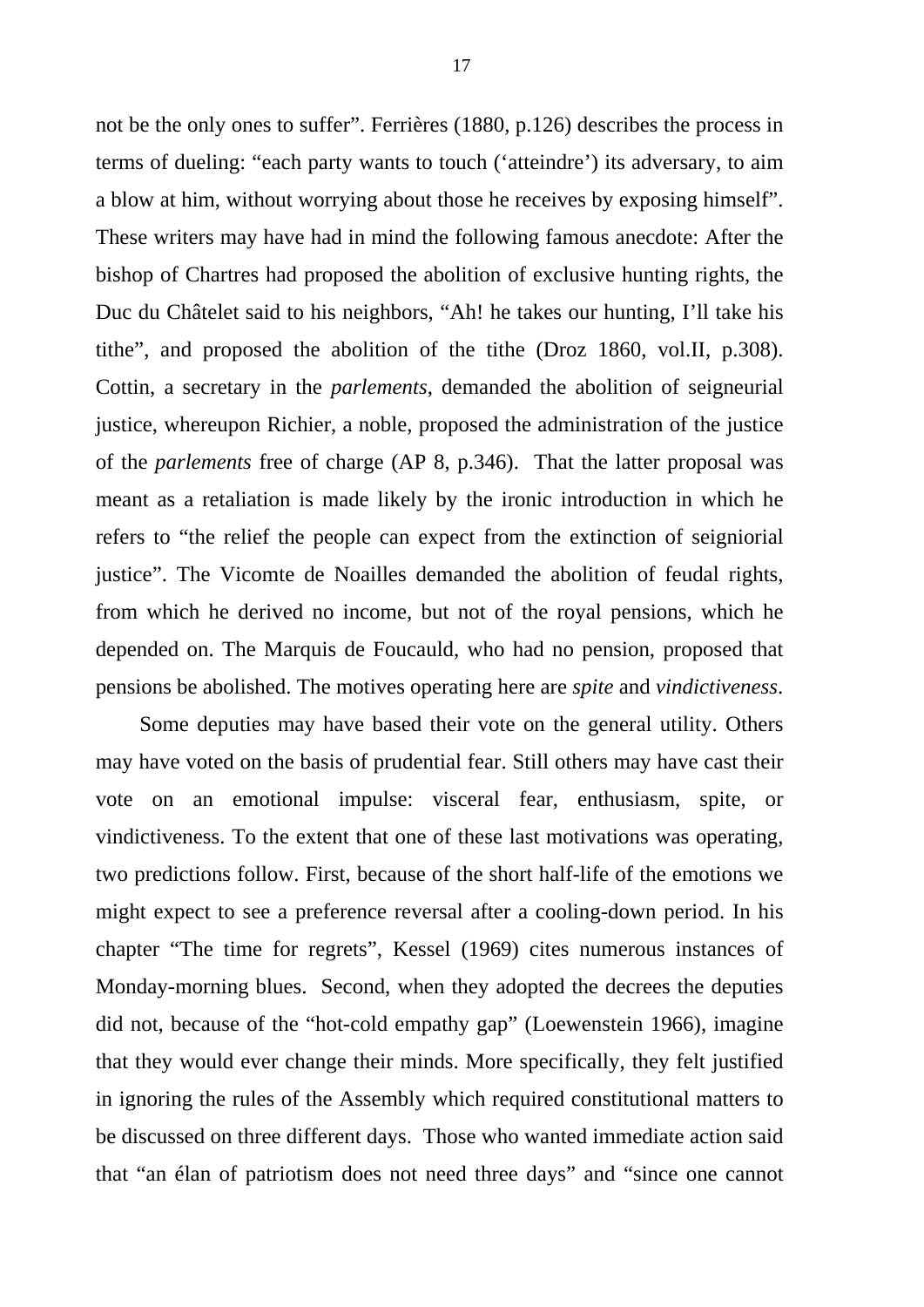not be the only ones to suffer". Ferrières (1880, p.126) describes the process in terms of dueling: "each party wants to touch ('atteindre') its adversary, to aim a blow at him, without worrying about those he receives by exposing himself". These writers may have had in mind the following famous anecdote: After the bishop of Chartres had proposed the abolition of exclusive hunting rights, the Duc du Châtelet said to his neighbors, "Ah! he takes our hunting, I'll take his tithe", and proposed the abolition of the tithe (Droz 1860, vol.II, p.308). Cottin, a secretary in the *parlements*, demanded the abolition of seigneurial justice, whereupon Richier, a noble, proposed the administration of the justice of the *parlements* free of charge (AP 8, p.346). That the latter proposal was meant as a retaliation is made likely by the ironic introduction in which he refers to "the relief the people can expect from the extinction of seigniorial justice". The Vicomte de Noailles demanded the abolition of feudal rights, from which he derived no income, but not of the royal pensions, which he depended on. The Marquis de Foucauld, who had no pension, proposed that pensions be abolished. The motives operating here are *spite* and *vindictiveness*.

Some deputies may have based their vote on the general utility. Others may have voted on the basis of prudential fear. Still others may have cast their vote on an emotional impulse: visceral fear, enthusiasm, spite, or vindictiveness. To the extent that one of these last motivations was operating, two predictions follow. First, because of the short half-life of the emotions we might expect to see a preference reversal after a cooling-down period. In his chapter "The time for regrets", Kessel (1969) cites numerous instances of Monday-morning blues. Second, when they adopted the decrees the deputies did not, because of the "hot-cold empathy gap" (Loewenstein 1966), imagine that they would ever change their minds. More specifically, they felt justified in ignoring the rules of the Assembly which required constitutional matters to be discussed on three different days. Those who wanted immediate action said that "an élan of patriotism does not need three days" and "since one cannot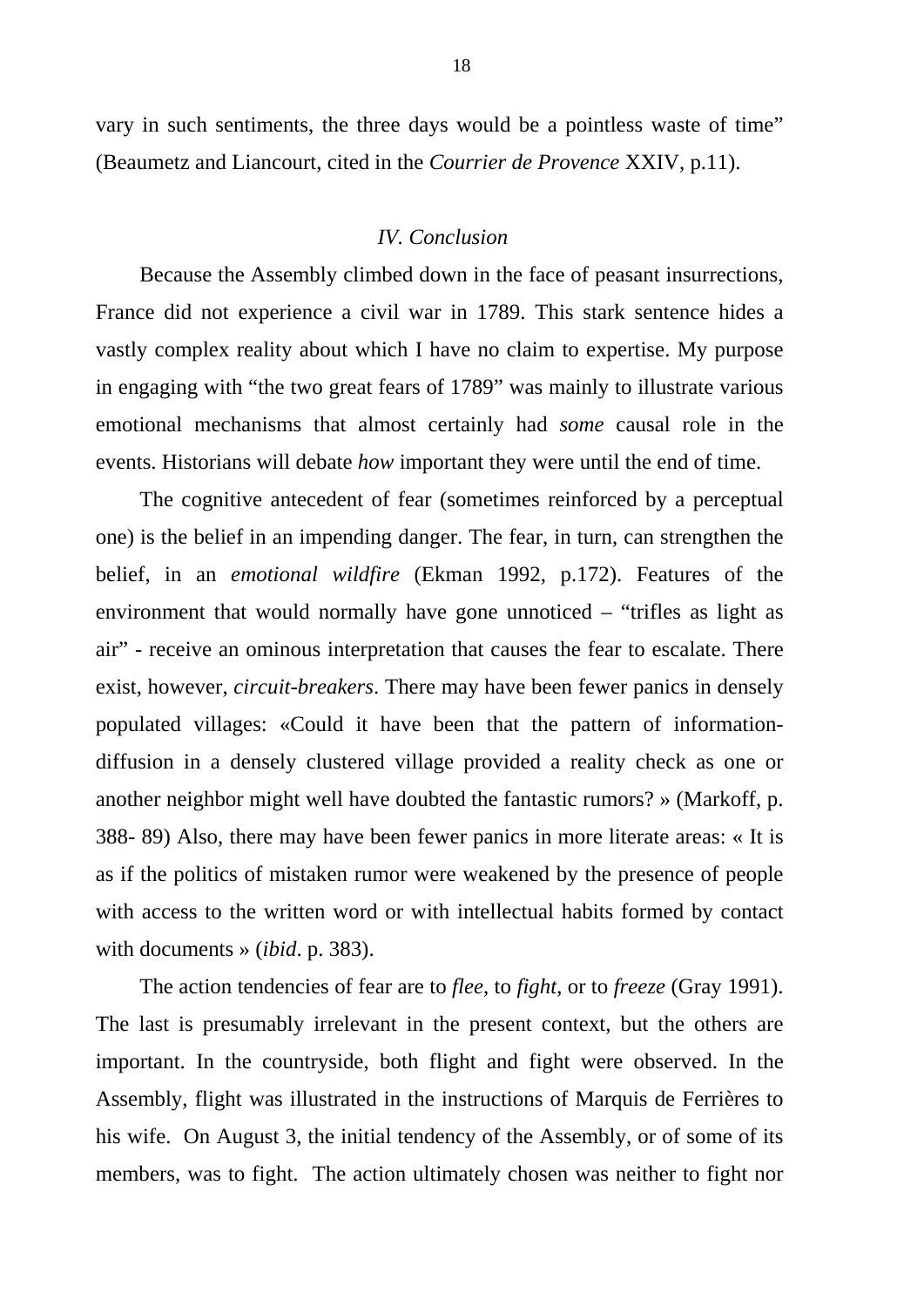vary in such sentiments, the three days would be a pointless waste of time" (Beaumetz and Liancourt, cited in the *Courrier de Provence* XXIV, p.11).

### *IV. Conclusion*

Because the Assembly climbed down in the face of peasant insurrections, France did not experience a civil war in 1789. This stark sentence hides a vastly complex reality about which I have no claim to expertise. My purpose in engaging with "the two great fears of 1789" was mainly to illustrate various emotional mechanisms that almost certainly had *some* causal role in the events. Historians will debate *how* important they were until the end of time.

The cognitive antecedent of fear (sometimes reinforced by a perceptual one) is the belief in an impending danger. The fear, in turn, can strengthen the belief, in an *emotional wildfire* (Ekman 1992, p.172). Features of the environment that would normally have gone unnoticed – "trifles as light as air" - receive an ominous interpretation that causes the fear to escalate. There exist, however, *circuit-breakers*. There may have been fewer panics in densely populated villages: «Could it have been that the pattern of information-diffusion in a densely clustered village provided a reality check as one or another neighbor might well have doubted the fantastic rumors? » (Markoff, p. 388- 89) Also, there may have been fewer panics in more literate areas: « It is as if the politics of mistaken rumor were weakened by the presence of people with access to the written word or with intellectual habits formed by contact with documents » (*ibid*. p. 383).

The action tendencies of fear are to *flee*, to *fight*, or to *freeze* (Gray 1991). The last is presumably irrelevant in the present context, but the others are important. In the countryside, both flight and fight were observed. In the Assembly, flight was illustrated in the instructions of Marquis de Ferrières to his wife. On August 3, the initial tendency of the Assembly, or of some of its members, was to fight. The action ultimately chosen was neither to fight nor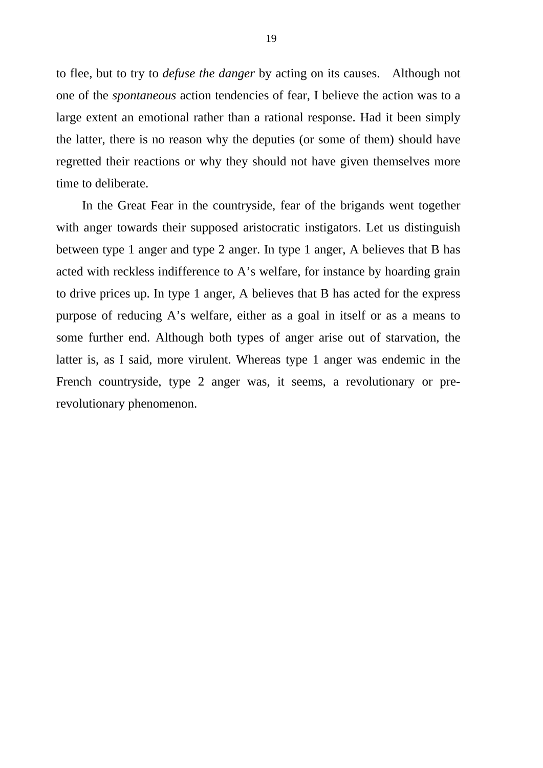to flee, but to try to *defuse the danger* by acting on its causes.  Although not one of the *spontaneous* action tendencies of fear, I believe the action was to a large extent an emotional rather than a rational response. Had it been simply the latter, there is no reason why the deputies (or some of them) should have regretted their reactions or why they should not have given themselves more time to deliberate.

In the Great Fear in the countryside, fear of the brigands went together with anger towards their supposed aristocratic instigators. Let us distinguish between type 1 anger and type 2 anger. In type 1 anger, A believes that B has acted with reckless indifference to A's welfare, for instance by hoarding grain to drive prices up. In type 1 anger, A believes that B has acted for the express purpose of reducing A's welfare, either as a goal in itself or as a means to some further end. Although both types of anger arise out of starvation, the latter is, as I said, more virulent. Whereas type 1 anger was endemic in the French countryside, type 2 anger was, it seems, a revolutionary or pre-revolutionary phenomenon.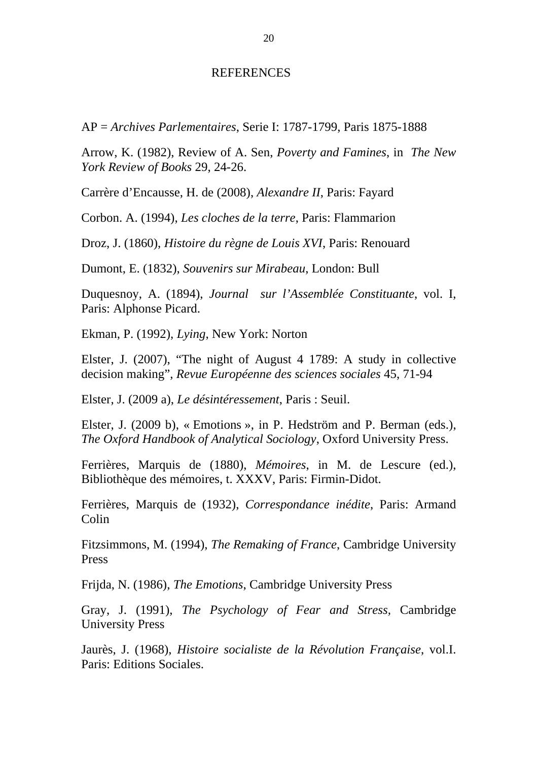# REFERENCES

AP = *Archives Parlementaires*, Serie I: 1787-1799, Paris 1875-1888

Arrow, K. (1982), Review of A. Sen, *Poverty and Famines*, in *The New York Review of Books* 29, 24-26.

Carrère d'Encausse, H. de (2008), *Alexandre II*, Paris: Fayard

Corbon. A. (1994), *Les cloches de la terre*, Paris: Flammarion

Droz, J. (1860), *Histoire du règne de Louis XVI*, Paris: Renouard

Dumont, E. (1832), *Souvenirs sur Mirabeau*, London: Bull

Duquesnoy, A. (1894), *Journal sur l'Assemblée Constituante*, vol. I, Paris: Alphonse Picard.

Ekman, P. (1992), *Lying*, New York: Norton

Elster, J. (2007), "The night of August 4 1789: A study in collective decision making", *Revue Européenne des sciences sociales* 45, 71-94

Elster, J. (2009 a), *Le désintéressement*, Paris : Seuil.

Elster, J. (2009 b), « Emotions », in P. Hedström and P. Berman (eds.), *The Oxford Handbook of Analytical Sociology*, Oxford University Press.

Ferrières, Marquis de (1880), *Mémoires*, in M. de Lescure (ed.), Bibliothèque des mémoires, t. XXXV, Paris: Firmin-Didot.

Ferrières, Marquis de (1932), *Correspondance inédite*, Paris: Armand Colin

Fitzsimmons, M. (1994), *The Remaking of France*, Cambridge University Press

Frijda, N. (1986), *The Emotions*, Cambridge University Press

Gray, J. (1991), *The Psychology of Fear and Stress*, Cambridge University Press

Jaurès, J. (1968), *Histoire socialiste de la Révolution Française*, vol.I. Paris: Editions Sociales.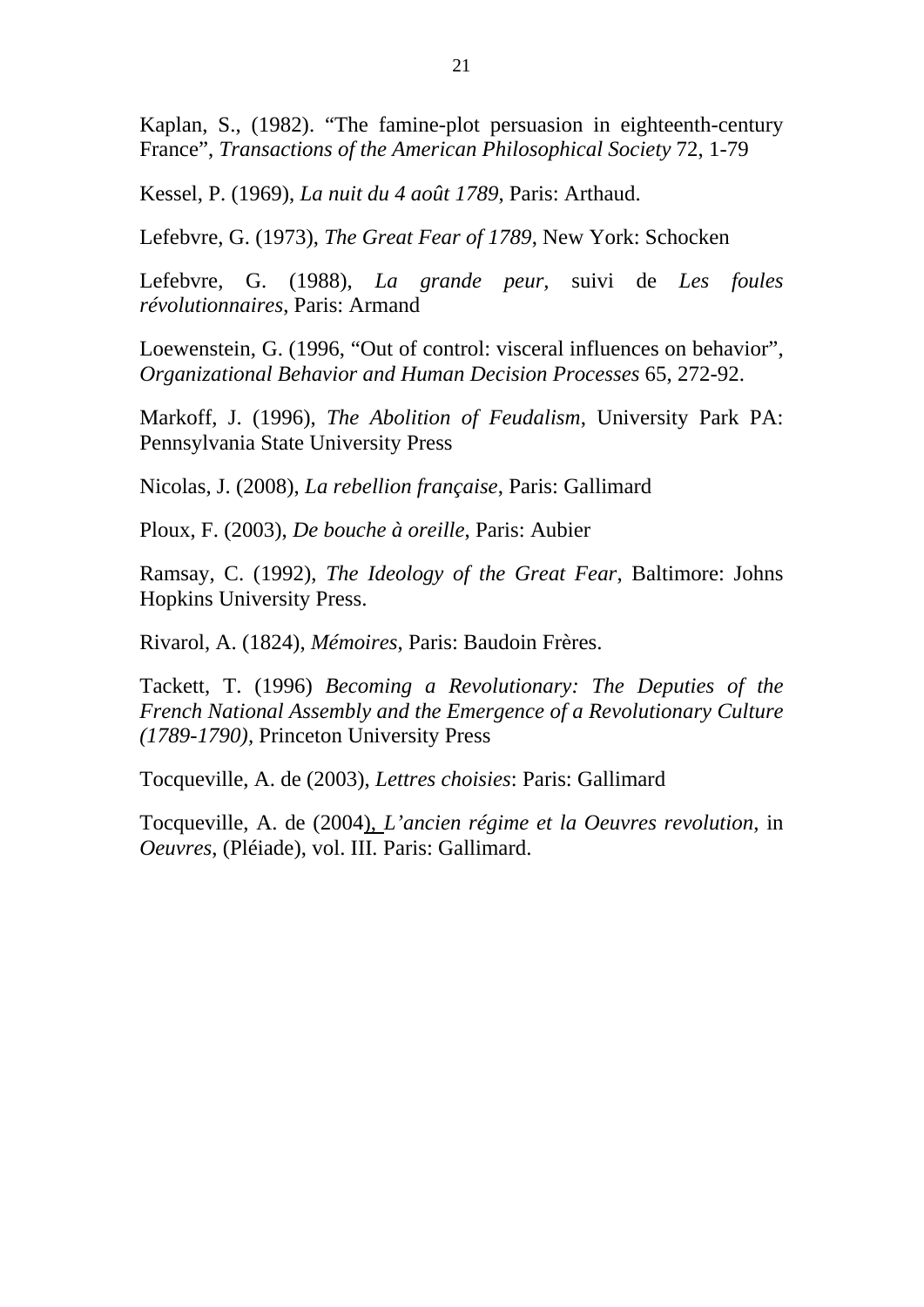Kaplan, S., (1982). “The famine-plot persuasion in eighteenth-century France”, *Transactions of the American Philosophical Society* 72, 1-79

Kessel, P. (1969), *La nuit du 4 août 1789*, Paris: Arthaud.

Lefebvre, G. (1973), *The Great Fear of 1789*, New York: Schocken

Lefebvre, G. (1988), *La grande peur*, suivi de *Les foules révolutionnaires*, Paris: Armand

Loewenstein, G. (1996, “Out of control: visceral influences on behavior”, *Organizational Behavior and Human Decision Processes* 65, 272-92.

Markoff, J. (1996), *The Abolition of Feudalism*, University Park PA: Pennsylvania State University Press

Nicolas, J. (2008), *La rebellion française*, Paris: Gallimard

Ploux, F. (2003), *De bouche à oreille*, Paris: Aubier

Ramsay, C. (1992), *The Ideology of the Great Fear*, Baltimore: Johns Hopkins University Press.

Rivarol, A. (1824), *Mémoires*, Paris: Baudoin Frères.

Tackett, T. (1996) *Becoming a Revolutionary: The Deputies of the French National Assembly and the Emergence of a Revolutionary Culture (1789-1790)*, Princeton University Press

Tocqueville, A. de (2003), *Lettres choisies*: Paris: Gallimard

Tocqueville, A. de (2004), *L’ancien régime et la Oeuvres revolution*, in *Oeuvres*, (Pléiade), vol. III. Paris: Gallimard.